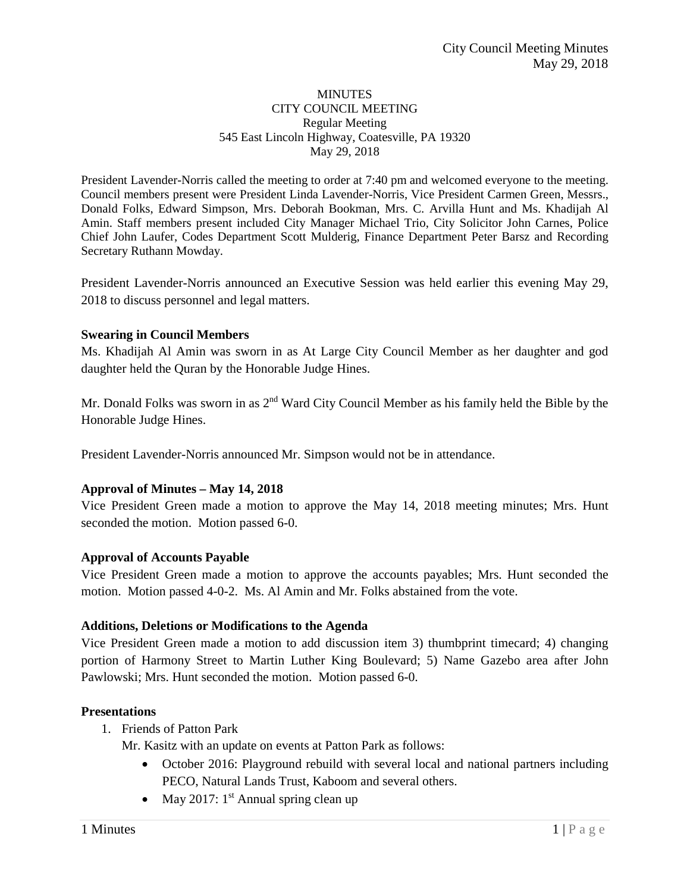MINUTES
CITY COUNCIL MEETING
Regular Meeting
545 East Lincoln Highway, Coatesville, PA 19320
May 29, 2018

President Lavender-Norris called the meeting to order at 7:40 pm and welcomed everyone to the meeting. Council members present were President Linda Lavender-Norris, Vice President Carmen Green, Messrs., Donald Folks, Edward Simpson, Mrs. Deborah Bookman, Mrs. C. Arvilla Hunt and Ms. Khadijah Al Amin. Staff members present included City Manager Michael Trio, City Solicitor John Carnes, Police Chief John Laufer, Codes Department Scott Mulderig, Finance Department Peter Barsz and Recording Secretary Ruthann Mowday.

President Lavender-Norris announced an Executive Session was held earlier this evening May 29, 2018 to discuss personnel and legal matters.

**Swearing in Council Members**

Ms. Khadijah Al Amin was sworn in as At Large City Council Member as her daughter and god daughter held the Quran by the Honorable Judge Hines.

Mr. Donald Folks was sworn in as 2nd Ward City Council Member as his family held the Bible by the Honorable Judge Hines.

President Lavender-Norris announced Mr. Simpson would not be in attendance.

**Approval of Minutes – May 14, 2018**

Vice President Green made a motion to approve the May 14, 2018 meeting minutes; Mrs. Hunt seconded the motion. Motion passed 6-0.

**Approval of Accounts Payable**

Vice President Green made a motion to approve the accounts payables; Mrs. Hunt seconded the motion. Motion passed 4-0-2. Ms. Al Amin and Mr. Folks abstained from the vote.

**Additions, Deletions or Modifications to the Agenda**

Vice President Green made a motion to add discussion item 3) thumbprint timecard; 4) changing portion of Harmony Street to Martin Luther King Boulevard; 5) Name Gazebo area after John Pawlowski; Mrs. Hunt seconded the motion. Motion passed 6-0.

**Presentations**

1. Friends of Patton Park

   Mr. Kasitz with an update on events at Patton Park as follows:

   - October 2016: Playground rebuild with several local and national partners including PECO, Natural Lands Trust, Kaboom and several others.
   - May 2017: 1st Annual spring clean up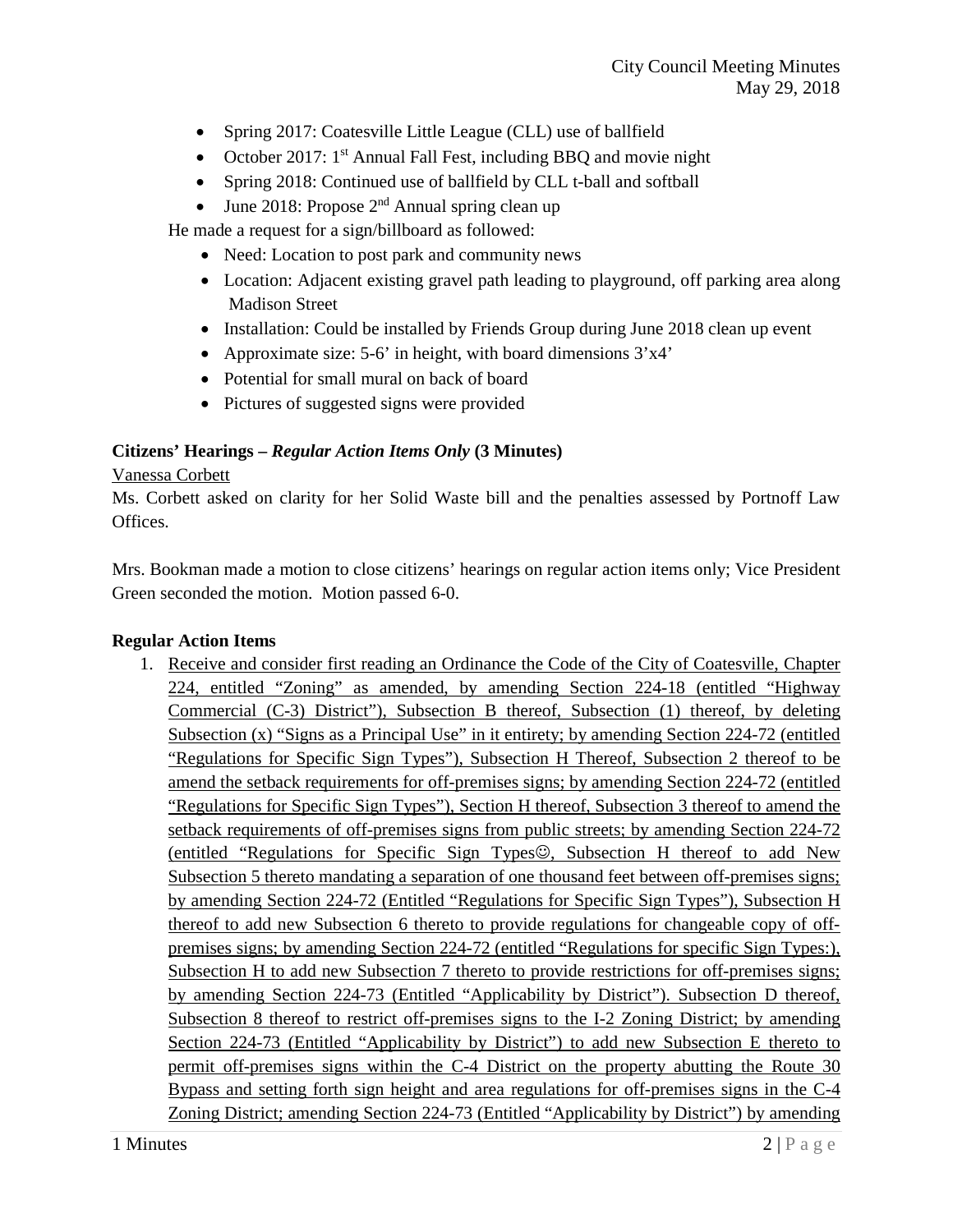- Spring 2017: Coatesville Little League (CLL) use of ballfield
- October 2017: 1st Annual Fall Fest, including BBQ and movie night
- Spring 2018: Continued use of ballfield by CLL t-ball and softball
- June 2018: Propose 2nd Annual spring clean up

He made a request for a sign/billboard as followed:

- Need: Location to post park and community news
- Location: Adjacent existing gravel path leading to playground, off parking area along Madison Street
- Installation: Could be installed by Friends Group during June 2018 clean up event
- Approximate size: 5-6' in height, with board dimensions 3'x4'
- Potential for small mural on back of board
- Pictures of suggested signs were provided

**Citizens' Hearings – *Regular Action Items Only* (3 Minutes)**

Vanessa Corbett

Ms. Corbett asked on clarity for her Solid Waste bill and the penalties assessed by Portnoff Law Offices.

Mrs. Bookman made a motion to close citizens' hearings on regular action items only; Vice President Green seconded the motion. Motion passed 6-0.

**Regular Action Items**

1. Receive and consider first reading an Ordinance the Code of the City of Coatesville, Chapter 224, entitled "Zoning" as amended, by amending Section 224-18 (entitled "Highway Commercial (C-3) District"), Subsection B thereof, Subsection (1) thereof, by deleting Subsection (x) "Signs as a Principal Use" in it entirety; by amending Section 224-72 (entitled "Regulations for Specific Sign Types"), Subsection H Thereof, Subsection 2 thereof to be amend the setback requirements for off-premises signs; by amending Section 224-72 (entitled "Regulations for Specific Sign Types"), Section H thereof, Subsection 3 thereof to amend the setback requirements of off-premises signs from public streets; by amending Section 224-72 (entitled "Regulations for Specific Sign Types☺, Subsection H thereof to add New Subsection 5 thereto mandating a separation of one thousand feet between off-premises signs; by amending Section 224-72 (Entitled "Regulations for Specific Sign Types"), Subsection H thereof to add new Subsection 6 thereto to provide regulations for changeable copy of off-premises signs; by amending Section 224-72 (entitled "Regulations for specific Sign Types:), Subsection H to add new Subsection 7 thereto to provide restrictions for off-premises signs; by amending Section 224-73 (Entitled "Applicability by District"). Subsection D thereof, Subsection 8 thereof to restrict off-premises signs to the I-2 Zoning District; by amending Section 224-73 (Entitled "Applicability by District") to add new Subsection E thereto to permit off-premises signs within the C-4 District on the property abutting the Route 30 Bypass and setting forth sign height and area regulations for off-premises signs in the C-4 Zoning District; amending Section 224-73 (Entitled "Applicability by District") by amending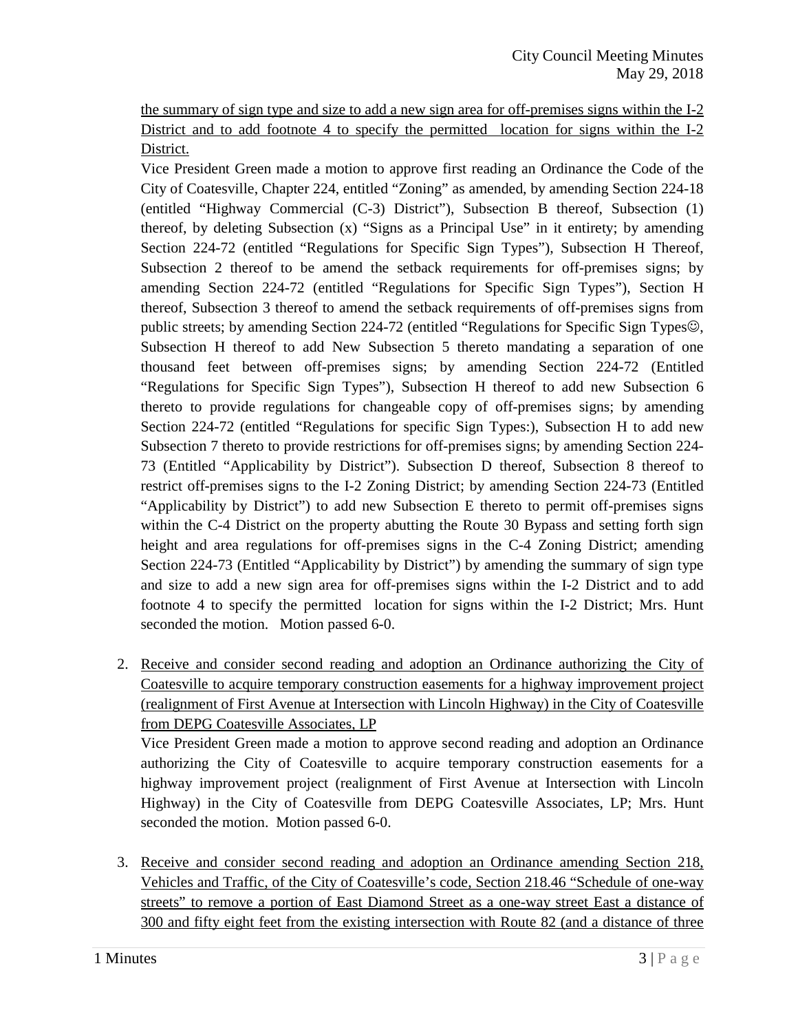<u>the summary of sign type and size to add a new sign area for off-premises signs within the I-2 District and to add footnote 4 to specify the permitted location for signs within the I-2 District.</u>

Vice President Green made a motion to approve first reading an Ordinance the Code of the City of Coatesville, Chapter 224, entitled "Zoning" as amended, by amending Section 224-18 (entitled "Highway Commercial (C-3) District"), Subsection B thereof, Subsection (1) thereof, by deleting Subsection (x) "Signs as a Principal Use" in it entirety; by amending Section 224-72 (entitled "Regulations for Specific Sign Types"), Subsection H Thereof, Subsection 2 thereof to be amend the setback requirements for off-premises signs; by amending Section 224-72 (entitled "Regulations for Specific Sign Types"), Section H thereof, Subsection 3 thereof to amend the setback requirements of off-premises signs from public streets; by amending Section 224-72 (entitled "Regulations for Specific Sign Types☺, Subsection H thereof to add New Subsection 5 thereto mandating a separation of one thousand feet between off-premises signs; by amending Section 224-72 (Entitled "Regulations for Specific Sign Types"), Subsection H thereof to add new Subsection 6 thereto to provide regulations for changeable copy of off-premises signs; by amending Section 224-72 (entitled "Regulations for specific Sign Types:), Subsection H to add new Subsection 7 thereto to provide restrictions for off-premises signs; by amending Section 224-73 (Entitled "Applicability by District"). Subsection D thereof, Subsection 8 thereof to restrict off-premises signs to the I-2 Zoning District; by amending Section 224-73 (Entitled "Applicability by District") to add new Subsection E thereto to permit off-premises signs within the C-4 District on the property abutting the Route 30 Bypass and setting forth sign height and area regulations for off-premises signs in the C-4 Zoning District; amending Section 224-73 (Entitled "Applicability by District") by amending the summary of sign type and size to add a new sign area for off-premises signs within the I-2 District and to add footnote 4 to specify the permitted location for signs within the I-2 District; Mrs. Hunt seconded the motion. Motion passed 6-0.

2. <u>Receive and consider second reading and adoption an Ordinance authorizing the City of Coatesville to acquire temporary construction easements for a highway improvement project (realignment of First Avenue at Intersection with Lincoln Highway) in the City of Coatesville from DEPG Coatesville Associates, LP</u>

   Vice President Green made a motion to approve second reading and adoption an Ordinance authorizing the City of Coatesville to acquire temporary construction easements for a highway improvement project (realignment of First Avenue at Intersection with Lincoln Highway) in the City of Coatesville from DEPG Coatesville Associates, LP; Mrs. Hunt seconded the motion. Motion passed 6-0.

3. <u>Receive and consider second reading and adoption an Ordinance amending Section 218, Vehicles and Traffic, of the City of Coatesville's code, Section 218.46 "Schedule of one-way streets" to remove a portion of East Diamond Street as a one-way street East a distance of 300 and fifty eight feet from the existing intersection with Route 82 (and a distance of three</u>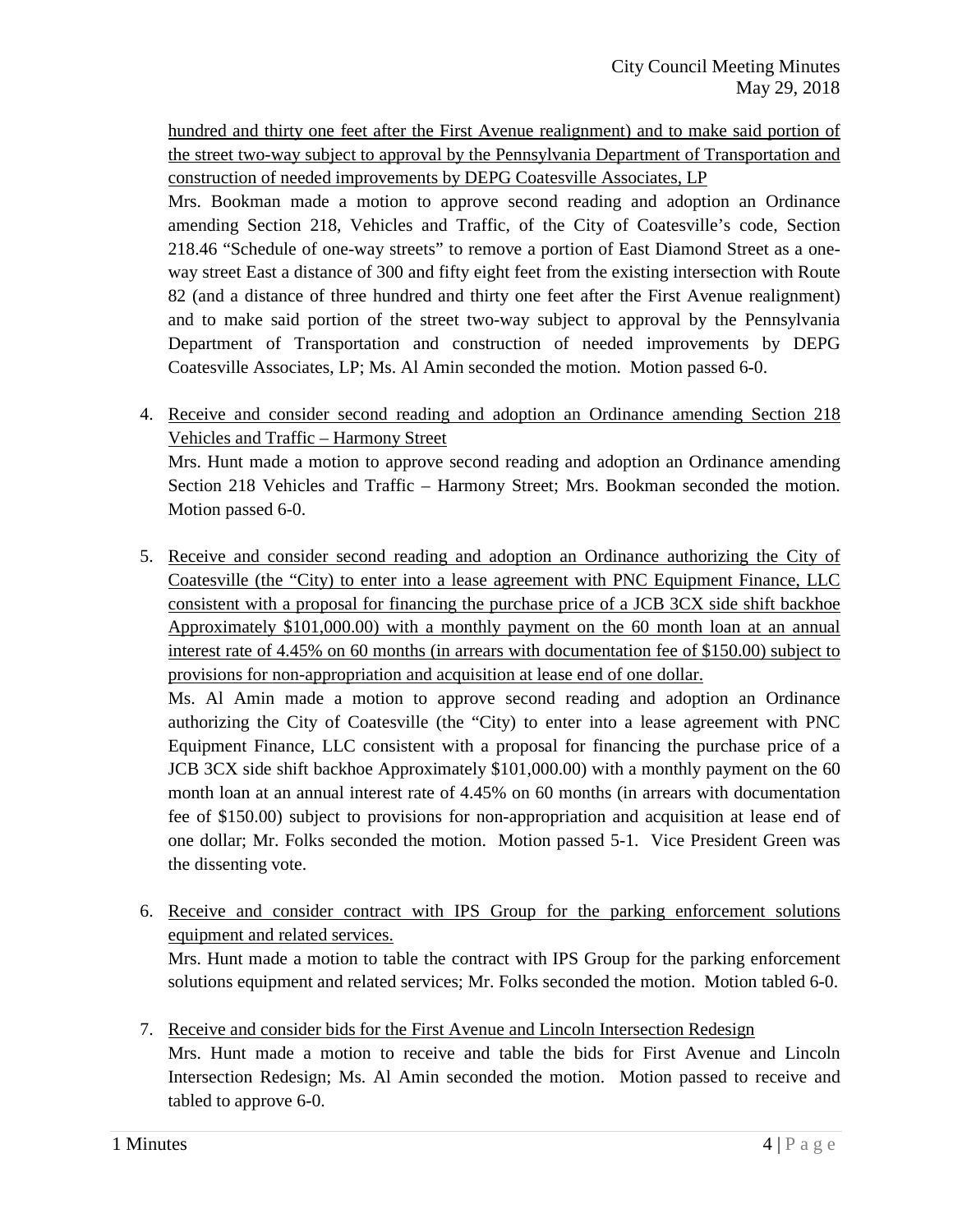hundred and thirty one feet after the First Avenue realignment) and to make said portion of the street two-way subject to approval by the Pennsylvania Department of Transportation and construction of needed improvements by DEPG Coatesville Associates, LP

Mrs. Bookman made a motion to approve second reading and adoption an Ordinance amending Section 218, Vehicles and Traffic, of the City of Coatesville's code, Section 218.46 "Schedule of one-way streets" to remove a portion of East Diamond Street as a one-way street East a distance of 300 and fifty eight feet from the existing intersection with Route 82 (and a distance of three hundred and thirty one feet after the First Avenue realignment) and to make said portion of the street two-way subject to approval by the Pennsylvania Department of Transportation and construction of needed improvements by DEPG Coatesville Associates, LP; Ms. Al Amin seconded the motion. Motion passed 6-0.

4. Receive and consider second reading and adoption an Ordinance amending Section 218 Vehicles and Traffic – Harmony Street

   Mrs. Hunt made a motion to approve second reading and adoption an Ordinance amending Section 218 Vehicles and Traffic – Harmony Street; Mrs. Bookman seconded the motion. Motion passed 6-0.

5. Receive and consider second reading and adoption an Ordinance authorizing the City of Coatesville (the "City) to enter into a lease agreement with PNC Equipment Finance, LLC consistent with a proposal for financing the purchase price of a JCB 3CX side shift backhoe Approximately $101,000.00) with a monthly payment on the 60 month loan at an annual interest rate of 4.45% on 60 months (in arrears with documentation fee of $150.00) subject to provisions for non-appropriation and acquisition at lease end of one dollar.

   Ms. Al Amin made a motion to approve second reading and adoption an Ordinance authorizing the City of Coatesville (the "City) to enter into a lease agreement with PNC Equipment Finance, LLC consistent with a proposal for financing the purchase price of a JCB 3CX side shift backhoe Approximately $101,000.00) with a monthly payment on the 60 month loan at an annual interest rate of 4.45% on 60 months (in arrears with documentation fee of $150.00) subject to provisions for non-appropriation and acquisition at lease end of one dollar; Mr. Folks seconded the motion. Motion passed 5-1. Vice President Green was the dissenting vote.

6. Receive and consider contract with IPS Group for the parking enforcement solutions equipment and related services.

   Mrs. Hunt made a motion to table the contract with IPS Group for the parking enforcement solutions equipment and related services; Mr. Folks seconded the motion. Motion tabled 6-0.

7. Receive and consider bids for the First Avenue and Lincoln Intersection Redesign

   Mrs. Hunt made a motion to receive and table the bids for First Avenue and Lincoln Intersection Redesign; Ms. Al Amin seconded the motion. Motion passed to receive and tabled to approve 6-0.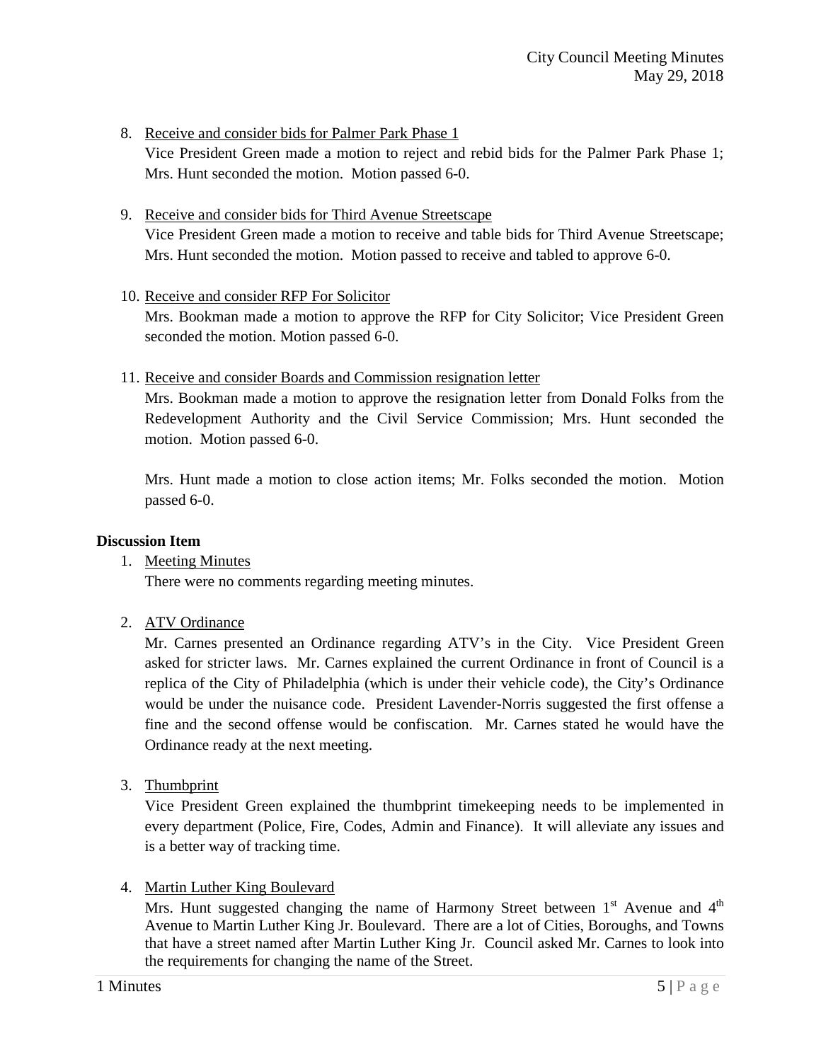8. Receive and consider bids for Palmer Park Phase 1
   Vice President Green made a motion to reject and rebid bids for the Palmer Park Phase 1; Mrs. Hunt seconded the motion. Motion passed 6-0.

9. Receive and consider bids for Third Avenue Streetscape
   Vice President Green made a motion to receive and table bids for Third Avenue Streetscape; Mrs. Hunt seconded the motion. Motion passed to receive and tabled to approve 6-0.

10. Receive and consider RFP For Solicitor
    Mrs. Bookman made a motion to approve the RFP for City Solicitor; Vice President Green seconded the motion. Motion passed 6-0.

11. Receive and consider Boards and Commission resignation letter
    Mrs. Bookman made a motion to approve the resignation letter from Donald Folks from the Redevelopment Authority and the Civil Service Commission; Mrs. Hunt seconded the motion. Motion passed 6-0.

    Mrs. Hunt made a motion to close action items; Mr. Folks seconded the motion. Motion passed 6-0.

**Discussion Item**

1. Meeting Minutes
   There were no comments regarding meeting minutes.

2. ATV Ordinance
   Mr. Carnes presented an Ordinance regarding ATV's in the City. Vice President Green asked for stricter laws. Mr. Carnes explained the current Ordinance in front of Council is a replica of the City of Philadelphia (which is under their vehicle code), the City's Ordinance would be under the nuisance code. President Lavender-Norris suggested the first offense a fine and the second offense would be confiscation. Mr. Carnes stated he would have the Ordinance ready at the next meeting.

3. Thumbprint
   Vice President Green explained the thumbprint timekeeping needs to be implemented in every department (Police, Fire, Codes, Admin and Finance). It will alleviate any issues and is a better way of tracking time.

4. Martin Luther King Boulevard
   Mrs. Hunt suggested changing the name of Harmony Street between 1st Avenue and 4th Avenue to Martin Luther King Jr. Boulevard. There are a lot of Cities, Boroughs, and Towns that have a street named after Martin Luther King Jr. Council asked Mr. Carnes to look into the requirements for changing the name of the Street.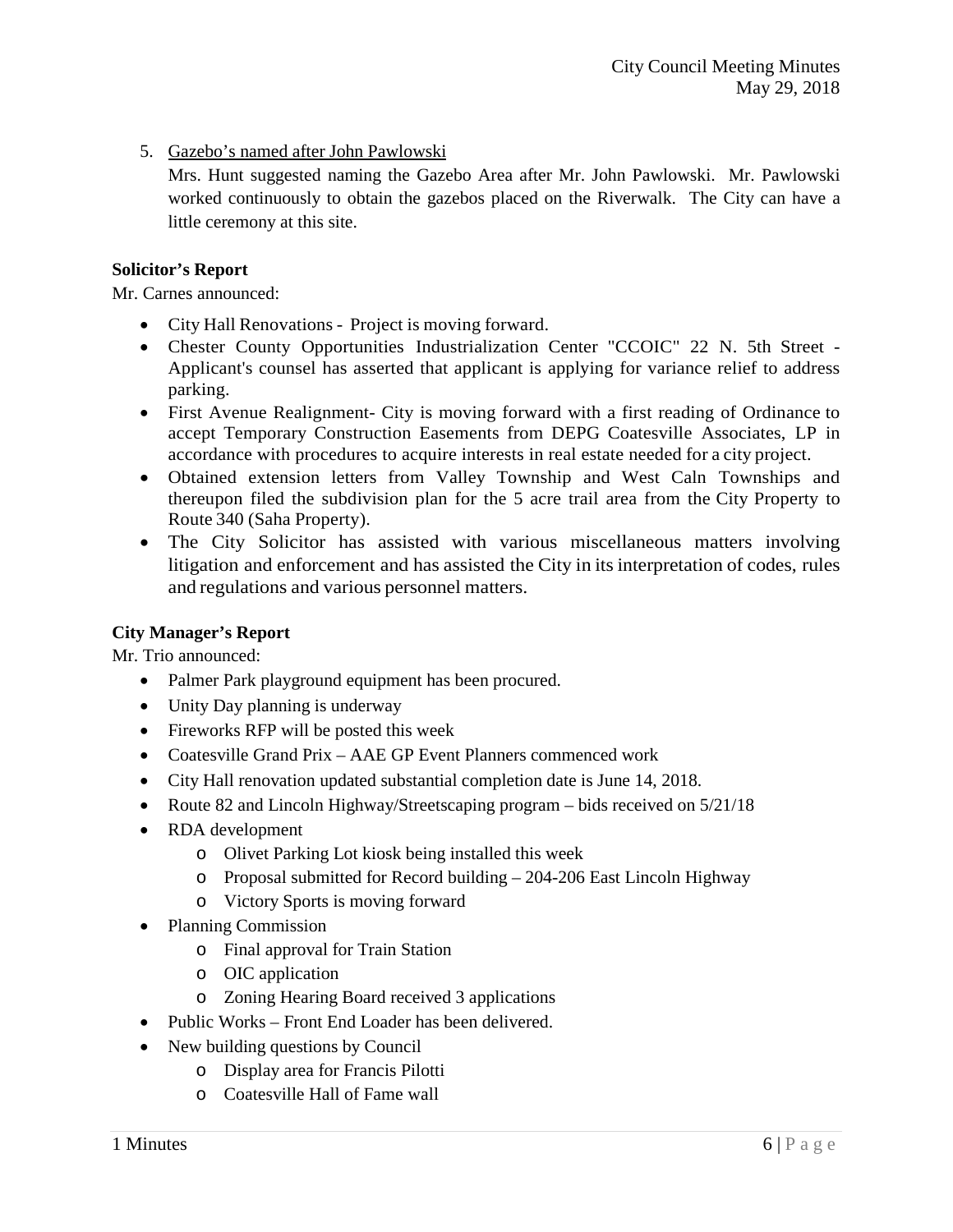5. Gazebo's named after John Pawlowski

   Mrs. Hunt suggested naming the Gazebo Area after Mr. John Pawlowski. Mr. Pawlowski worked continuously to obtain the gazebos placed on the Riverwalk. The City can have a little ceremony at this site.

**Solicitor's Report**

Mr. Carnes announced:

- City Hall Renovations - Project is moving forward.
- Chester County Opportunities Industrialization Center "CCOIC" 22 N. 5th Street - Applicant's counsel has asserted that applicant is applying for variance relief to address parking.
- First Avenue Realignment- City is moving forward with a first reading of Ordinance to accept Temporary Construction Easements from DEPG Coatesville Associates, LP in accordance with procedures to acquire interests in real estate needed for a city project.
- Obtained extension letters from Valley Township and West Caln Townships and thereupon filed the subdivision plan for the 5 acre trail area from the City Property to Route 340 (Saha Property).
- The City Solicitor has assisted with various miscellaneous matters involving litigation and enforcement and has assisted the City in its interpretation of codes, rules and regulations and various personnel matters.

**City Manager's Report**

Mr. Trio announced:

- Palmer Park playground equipment has been procured.
- Unity Day planning is underway
- Fireworks RFP will be posted this week
- Coatesville Grand Prix – AAE GP Event Planners commenced work
- City Hall renovation updated substantial completion date is June 14, 2018.
- Route 82 and Lincoln Highway/Streetscaping program – bids received on 5/21/18
- RDA development
  - Olivet Parking Lot kiosk being installed this week
  - Proposal submitted for Record building – 204-206 East Lincoln Highway
  - Victory Sports is moving forward
- Planning Commission
  - Final approval for Train Station
  - OIC application
  - Zoning Hearing Board received 3 applications
- Public Works – Front End Loader has been delivered.
- New building questions by Council
  - Display area for Francis Pilotti
  - Coatesville Hall of Fame wall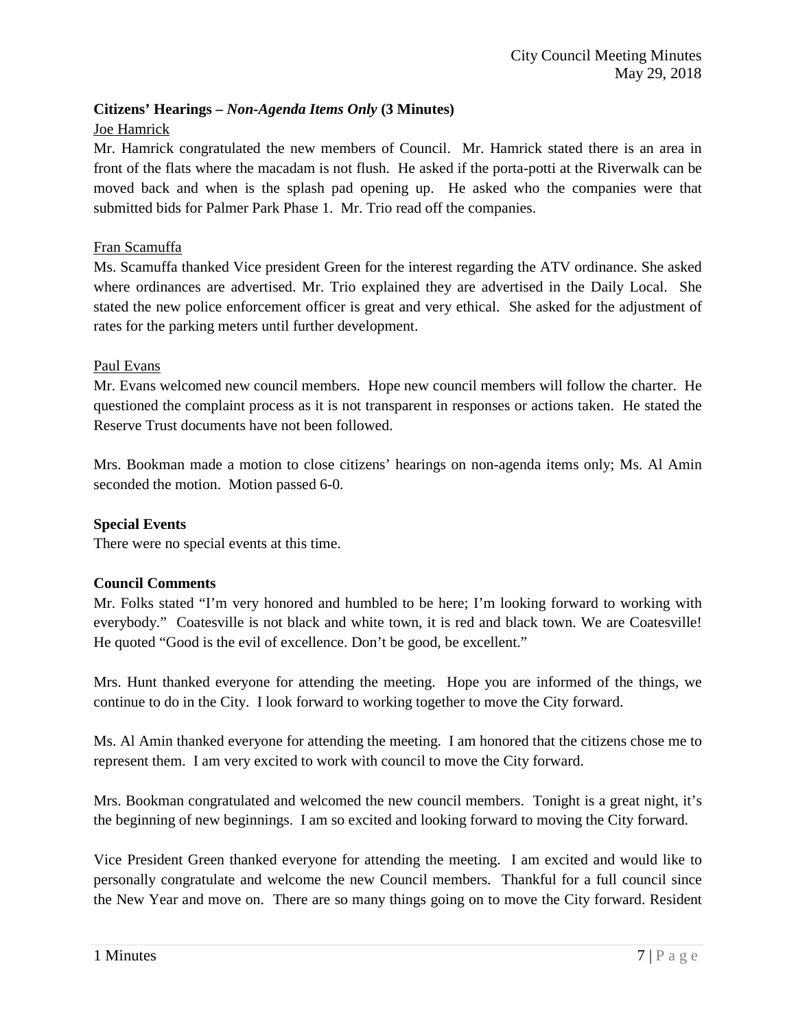**Citizens' Hearings – *Non-Agenda Items Only* (3 Minutes)**

Joe Hamrick

Mr. Hamrick congratulated the new members of Council. Mr. Hamrick stated there is an area in front of the flats where the macadam is not flush. He asked if the porta-potti at the Riverwalk can be moved back and when is the splash pad opening up. He asked who the companies were that submitted bids for Palmer Park Phase 1. Mr. Trio read off the companies.

Fran Scamuffa

Ms. Scamuffa thanked Vice president Green for the interest regarding the ATV ordinance. She asked where ordinances are advertised. Mr. Trio explained they are advertised in the Daily Local. She stated the new police enforcement officer is great and very ethical. She asked for the adjustment of rates for the parking meters until further development.

Paul Evans

Mr. Evans welcomed new council members. Hope new council members will follow the charter. He questioned the complaint process as it is not transparent in responses or actions taken. He stated the Reserve Trust documents have not been followed.

Mrs. Bookman made a motion to close citizens' hearings on non-agenda items only; Ms. Al Amin seconded the motion. Motion passed 6-0.

**Special Events**

There were no special events at this time.

**Council Comments**

Mr. Folks stated "I'm very honored and humbled to be here; I'm looking forward to working with everybody." Coatesville is not black and white town, it is red and black town. We are Coatesville! He quoted "Good is the evil of excellence. Don't be good, be excellent."

Mrs. Hunt thanked everyone for attending the meeting. Hope you are informed of the things, we continue to do in the City. I look forward to working together to move the City forward.

Ms. Al Amin thanked everyone for attending the meeting. I am honored that the citizens chose me to represent them. I am very excited to work with council to move the City forward.

Mrs. Bookman congratulated and welcomed the new council members. Tonight is a great night, it's the beginning of new beginnings. I am so excited and looking forward to moving the City forward.

Vice President Green thanked everyone for attending the meeting. I am excited and would like to personally congratulate and welcome the new Council members. Thankful for a full council since the New Year and move on. There are so many things going on to move the City forward. Resident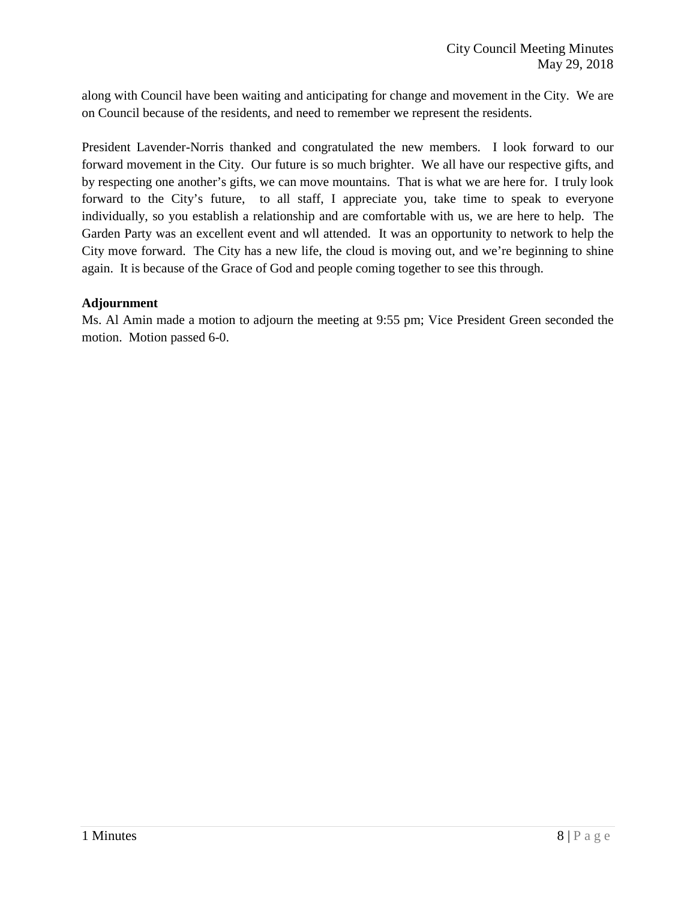along with Council have been waiting and anticipating for change and movement in the City. We are on Council because of the residents, and need to remember we represent the residents.

President Lavender-Norris thanked and congratulated the new members. I look forward to our forward movement in the City. Our future is so much brighter. We all have our respective gifts, and by respecting one another's gifts, we can move mountains. That is what we are here for. I truly look forward to the City's future, to all staff, I appreciate you, take time to speak to everyone individually, so you establish a relationship and are comfortable with us, we are here to help. The Garden Party was an excellent event and wll attended. It was an opportunity to network to help the City move forward. The City has a new life, the cloud is moving out, and we're beginning to shine again. It is because of the Grace of God and people coming together to see this through.

**Adjournment**

Ms. Al Amin made a motion to adjourn the meeting at 9:55 pm; Vice President Green seconded the motion. Motion passed 6-0.